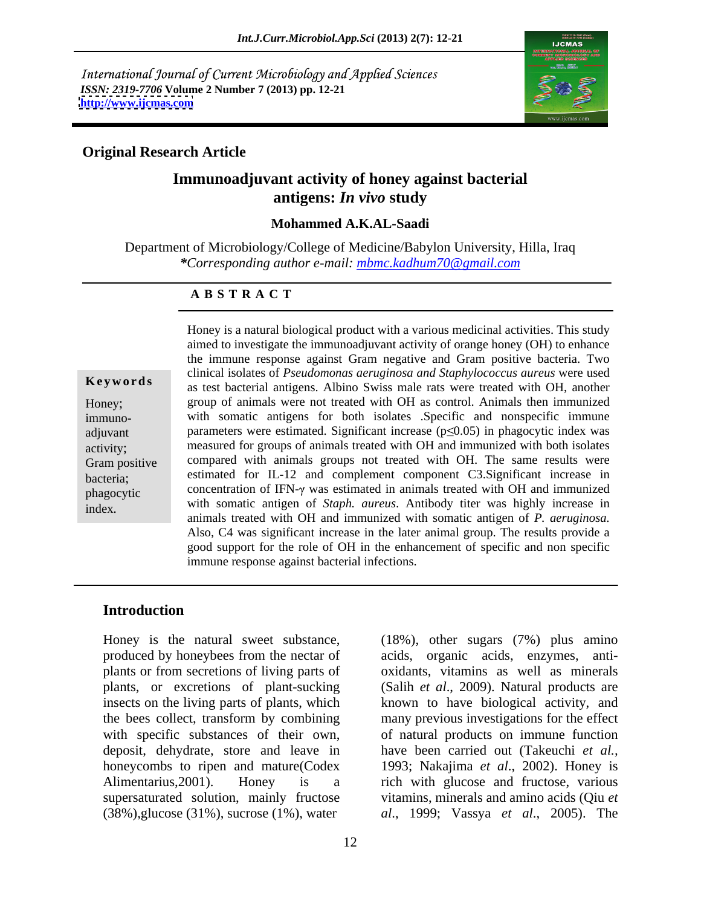International Journal of Current Microbiology and Applied Sciences
*ISSN: 2319-7706* Volume 2 Number 7 (2013) pp. 12-21
http://www.ijcmas.com

**Original Research Article**

# Immunoadjuvant activity of honey against bacterial antigens: *In vivo* study

**Mohammed A.K.AL-Saadi**

Department of Microbiology/College of Medicine/Babylon University, Hilla, Iraq
*\*Corresponding author e-mail:* mbmc.kadhum70@gmail.com

## ABSTRACT

**Keywords**

Honey; immuno-adjuvant activity; Gram positive bacteria; phagocytic index.

Honey is a natural biological product with a various medicinal activities. This study aimed to investigate the immunoadjuvant activity of orange honey (OH) to enhance the immune response against Gram negative and Gram positive bacteria. Two clinical isolates of *Pseudomonas aeruginosa and Staphylococcus aureus* were used as test bacterial antigens. Albino Swiss male rats were treated with OH, another group of animals were not treated with OH as control. Animals then immunized with somatic antigens for both isolates .Specific and nonspecific immune parameters were estimated. Significant increase ($p \leq 0.05$) in phagocytic index was measured for groups of animals treated with OH and immunized with both isolates compared with animals groups not treated with OH. The same results were estimated for IL-12 and complement component C3.Significant increase in concentration of IFN-$\gamma$ was estimated in animals treated with OH and immunized with somatic antigen of *Staph. aureus*. Antibody titer was highly increase in animals treated with OH and immunized with somatic antigen of *P. aeruginosa.* Also, C4 was significant increase in the later animal group. The results provide a good support for the role of OH in the enhancement of specific and non specific immune response against bacterial infections.

## Introduction

Honey is the natural sweet substance, produced by honeybees from the nectar of plants or from secretions of living parts of plants, or excretions of plant-sucking insects on the living parts of plants, which the bees collect, transform by combining with specific substances of their own, deposit, dehydrate, store and leave in honeycombs to ripen and mature(Codex Alimentarius,2001). Honey is a supersaturated solution, mainly fructose (38%),glucose (31%), sucrose (1%), water (18%), other sugars (7%) plus amino acids, organic acids, enzymes, anti-oxidants, vitamins as well as minerals (Salih *et al*., 2009). Natural products are known to have biological activity, and many previous investigations for the effect of natural products on immune function have been carried out (Takeuchi *et al.*, 1993; Nakajima *et al*., 2002). Honey is rich with glucose and fructose, various vitamins, minerals and amino acids (Qiu *et al*., 1999; Vassya *et al*., 2005). The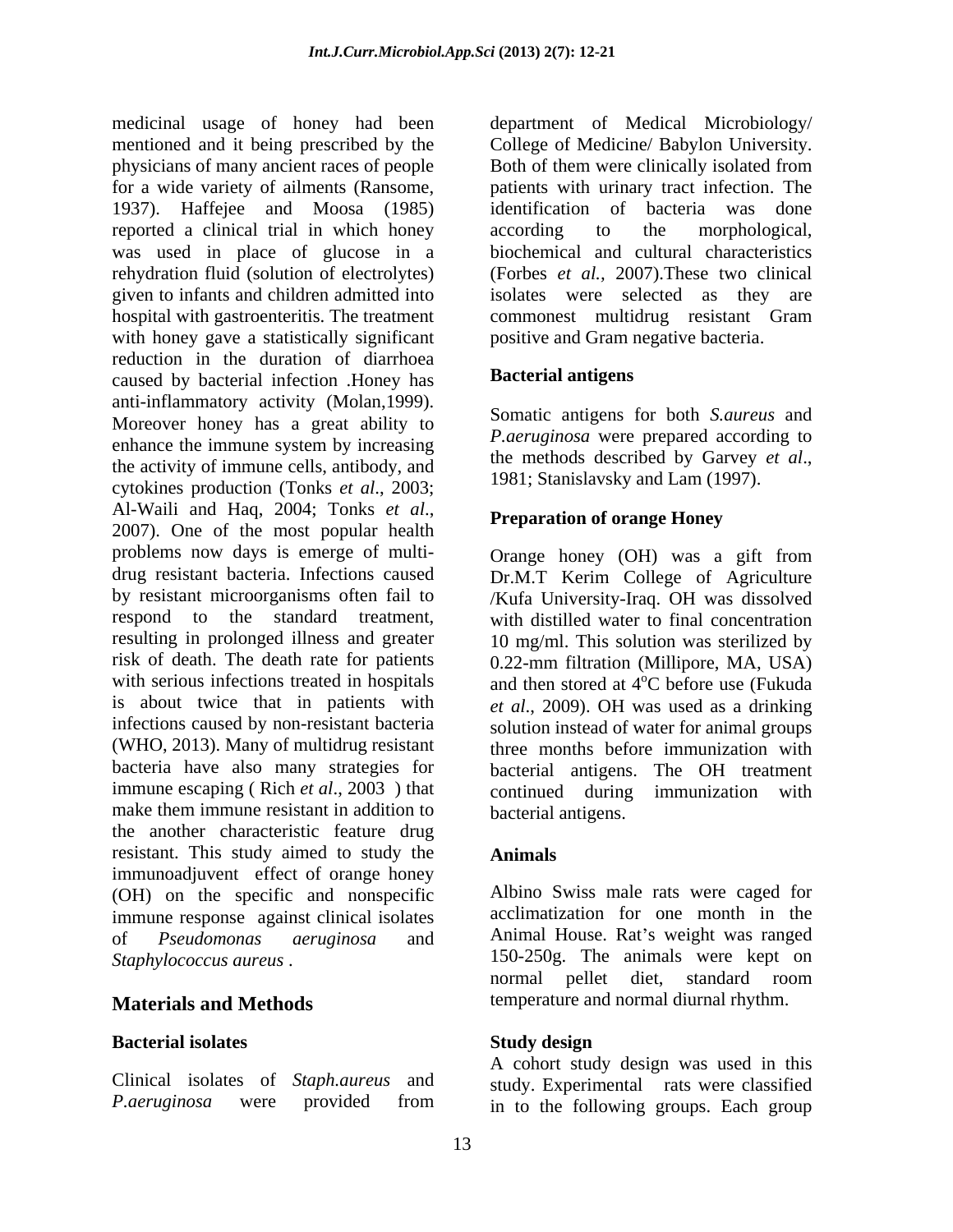medicinal usage of honey had been mentioned and it being prescribed by the physicians of many ancient races of people for a wide variety of ailments (Ransome, 1937). Haffejee and Moosa (1985) reported a clinical trial in which honey was used in place of glucose in a rehydration fluid (solution of electrolytes) given to infants and children admitted into hospital with gastroenteritis. The treatment with honey gave a statistically significant reduction in the duration of diarrhoea caused by bacterial infection .Honey has anti-inflammatory activity (Molan,1999). Moreover honey has a great ability to enhance the immune system by increasing the activity of immune cells, antibody, and cytokines production (Tonks *et al*., 2003; Al-Waili and Haq, 2004; Tonks *et al*., 2007). One of the most popular health problems now days is emerge of multi-drug resistant bacteria. Infections caused by resistant microorganisms often fail to respond to the standard treatment, resulting in prolonged illness and greater risk of death. The death rate for patients with serious infections treated in hospitals is about twice that in patients with infections caused by non-resistant bacteria (WHO, 2013). Many of multidrug resistant bacteria have also many strategies for immune escaping ( Rich *et al*., 2003 ) that make them immune resistant in addition to the another characteristic feature drug resistant. This study aimed to study the immunoadjuvent effect of orange honey (OH) on the specific and nonspecific immune response against clinical isolates of *Pseudomonas aeruginosa* and *Staphylococcus aureus* .

## Materials and Methods

### Bacterial isolates

Clinical isolates of *Staph.aureus* and *P.aeruginosa* were provided from department of Medical Microbiology/ College of Medicine/ Babylon University. Both of them were clinically isolated from patients with urinary tract infection. The identification of bacteria was done according to the morphological, biochemical and cultural characteristics (Forbes *et al.,* 2007).These two clinical isolates were selected as they are commonest multidrug resistant Gram positive and Gram negative bacteria.

### Bacterial antigens

Somatic antigens for both *S.aureus* and *P.aeruginosa* were prepared according to the methods described by Garvey *et al*., 1981; Stanislavsky and Lam (1997).

### Preparation of orange Honey

Orange honey (OH) was a gift from Dr.M.T Kerim College of Agriculture /Kufa University-Iraq. OH was dissolved with distilled water to final concentration 10 mg/ml. This solution was sterilized by 0.22-mm filtration (Millipore, MA, USA) and then stored at $4^{o}$C before use (Fukuda *et al*., 2009). OH was used as a drinking solution instead of water for animal groups three months before immunization with bacterial antigens. The OH treatment continued during immunization with bacterial antigens.

### Animals

Albino Swiss male rats were caged for acclimatization for one month in the Animal House. Rat's weight was ranged 150-250g. The animals were kept on normal pellet diet, standard room temperature and normal diurnal rhythm.

### Study design

A cohort study design was used in this study. Experimental rats were classified in to the following groups. Each group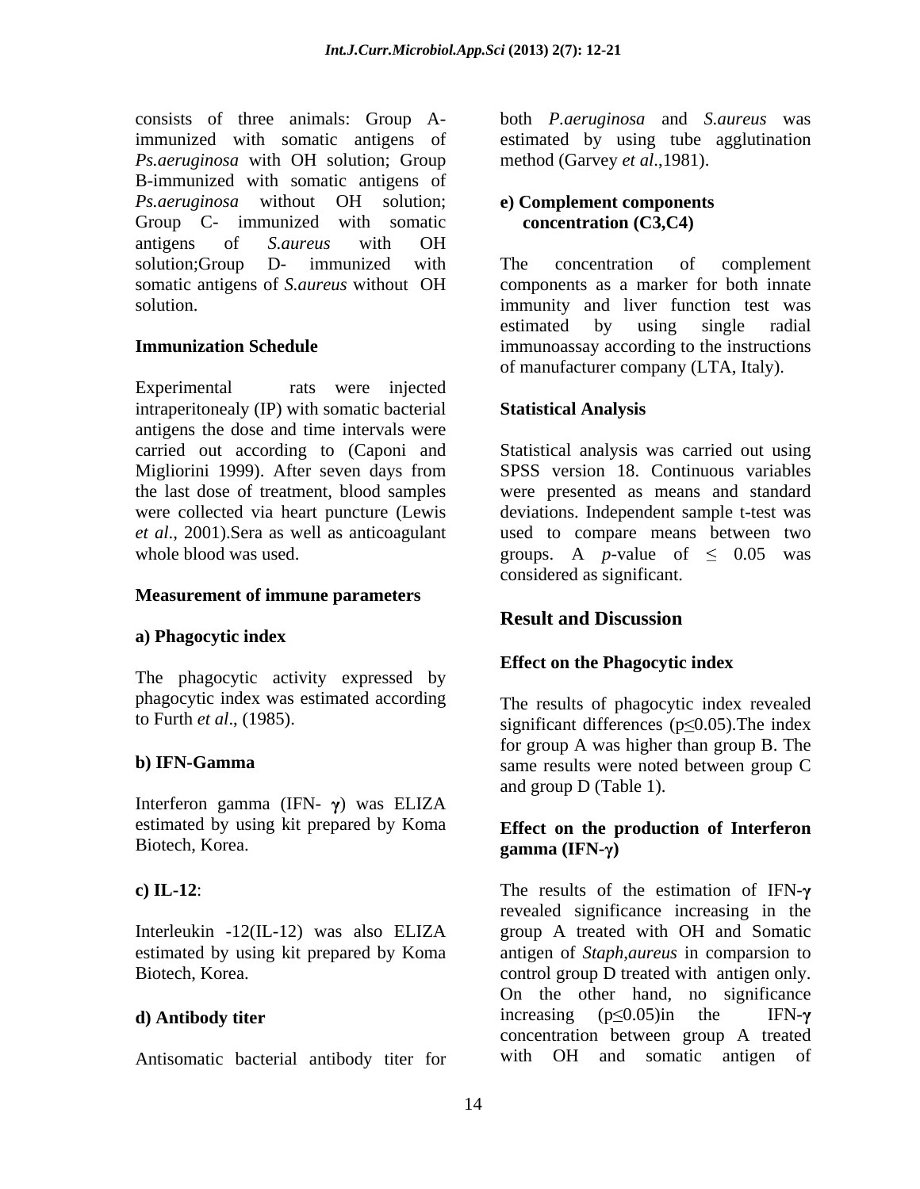consists of three animals: Group A-immunized with somatic antigens of *Ps.aeruginosa* with OH solution; Group B-immunized with somatic antigens of *Ps.aeruginosa* without OH solution; Group C- immunized with somatic antigens of *S.aureus* with OH solution;Group D- immunized with somatic antigens of *S.aureus* without OH solution.

**Immunization Schedule**

Experimental rats were injected intraperitonealy (IP) with somatic bacterial antigens the dose and time intervals were carried out according to (Caponi and Migliorini 1999). After seven days from the last dose of treatment, blood samples were collected via heart puncture (Lewis *et al*., 2001).Sera as well as anticoagulant whole blood was used.

**Measurement of immune parameters**

**a) Phagocytic index**

The phagocytic activity expressed by phagocytic index was estimated according to Furth *et al*., (1985).

**b) IFN-Gamma**

Interferon gamma (IFN- γ) was ELIZA estimated by using kit prepared by Koma Biotech, Korea.

**c) IL-12**:

Interleukin -12(IL-12) was also ELIZA estimated by using kit prepared by Koma Biotech, Korea.

**d) Antibody titer**

Antisomatic bacterial antibody titer for both *P.aeruginosa* and *S.aureus* was estimated by using tube agglutination method (Garvey *et al*.,1981).

**e) Complement components concentration (C3,C4)**

The concentration of complement components as a marker for both innate immunity and liver function test was estimated by using single radial immunoassay according to the instructions of manufacturer company (LTA, Italy).

**Statistical Analysis**

Statistical analysis was carried out using SPSS version 18. Continuous variables were presented as means and standard deviations. Independent sample t-test was used to compare means between two groups. A *p*-value of $\leq$ 0.05 was considered as significant.

## Result and Discussion

**Effect on the Phagocytic index**

The results of phagocytic index revealed significant differences ($p \leq 0.05$).The index for group A was higher than group B. The same results were noted between group C and group D (Table 1).

**Effect on the production of Interferon gamma (IFN-γ)**

The results of the estimation of IFN-γ revealed significance increasing in the group A treated with OH and Somatic antigen of *Staph,aureus* in comparsion to control group D treated with antigen only. On the other hand, no significance increasing ($p \leq 0.05$)in the IFN-γ concentration between group A treated with OH and somatic antigen of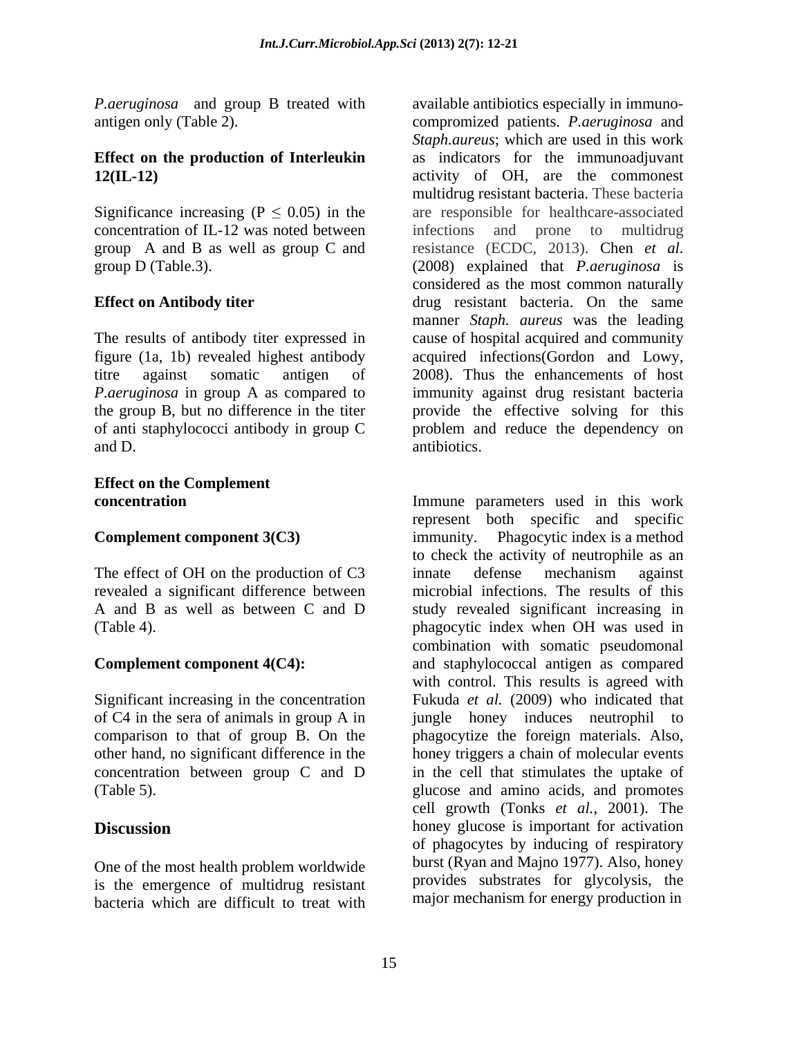*P.aeruginosa* and group B treated with antigen only (Table 2).

**Effect on the production of Interleukin 12(IL-12)**

Significance increasing ($P \leq 0.05$) in the concentration of IL-12 was noted between group A and B as well as group C and group D (Table.3).

**Effect on Antibody titer**

The results of antibody titer expressed in figure (1a, 1b) revealed highest antibody titre against somatic antigen of *P.aeruginosa* in group A as compared to the group B, but no difference in the titer of anti staphylococci antibody in group C and D.

**Effect on the Complement concentration**

**Complement component 3(C3)**

The effect of OH on the production of C3 revealed a significant difference between A and B as well as between C and D (Table 4).

**Complement component 4(C4):**

Significant increasing in the concentration of C4 in the sera of animals in group A in comparison to that of group B. On the other hand, no significant difference in the concentration between group C and D (Table 5).

## Discussion

One of the most health problem worldwide is the emergence of multidrug resistant bacteria which are difficult to treat with available antibiotics especially in immuno-compromized patients. *P.aeruginosa* and *Staph.aureus*; which are used in this work as indicators for the immunoadjuvant activity of OH, are the commonest multidrug resistant bacteria. These bacteria are responsible for healthcare-associated infections and prone to multidrug resistance (ECDC, 2013). Chen *et al.* (2008) explained that *P.aeruginosa* is considered as the most common naturally drug resistant bacteria. On the same manner *Staph. aureus* was the leading cause of hospital acquired and community acquired infections(Gordon and Lowy, 2008). Thus the enhancements of host immunity against drug resistant bacteria provide the effective solving for this problem and reduce the dependency on antibiotics.

Immune parameters used in this work represent both specific and specific immunity. Phagocytic index is a method to check the activity of neutrophile as an innate defense mechanism against microbial infections. The results of this study revealed significant increasing in phagocytic index when OH was used in combination with somatic pseudomonal and staphylococcal antigen as compared with control. This results is agreed with Fukuda *et al.* (2009) who indicated that jungle honey induces neutrophil to phagocytize the foreign materials. Also, honey triggers a chain of molecular events in the cell that stimulates the uptake of glucose and amino acids, and promotes cell growth (Tonks *et al.,* 2001). The honey glucose is important for activation of phagocytes by inducing of respiratory burst (Ryan and Majno 1977). Also, honey provides substrates for glycolysis, the major mechanism for energy production in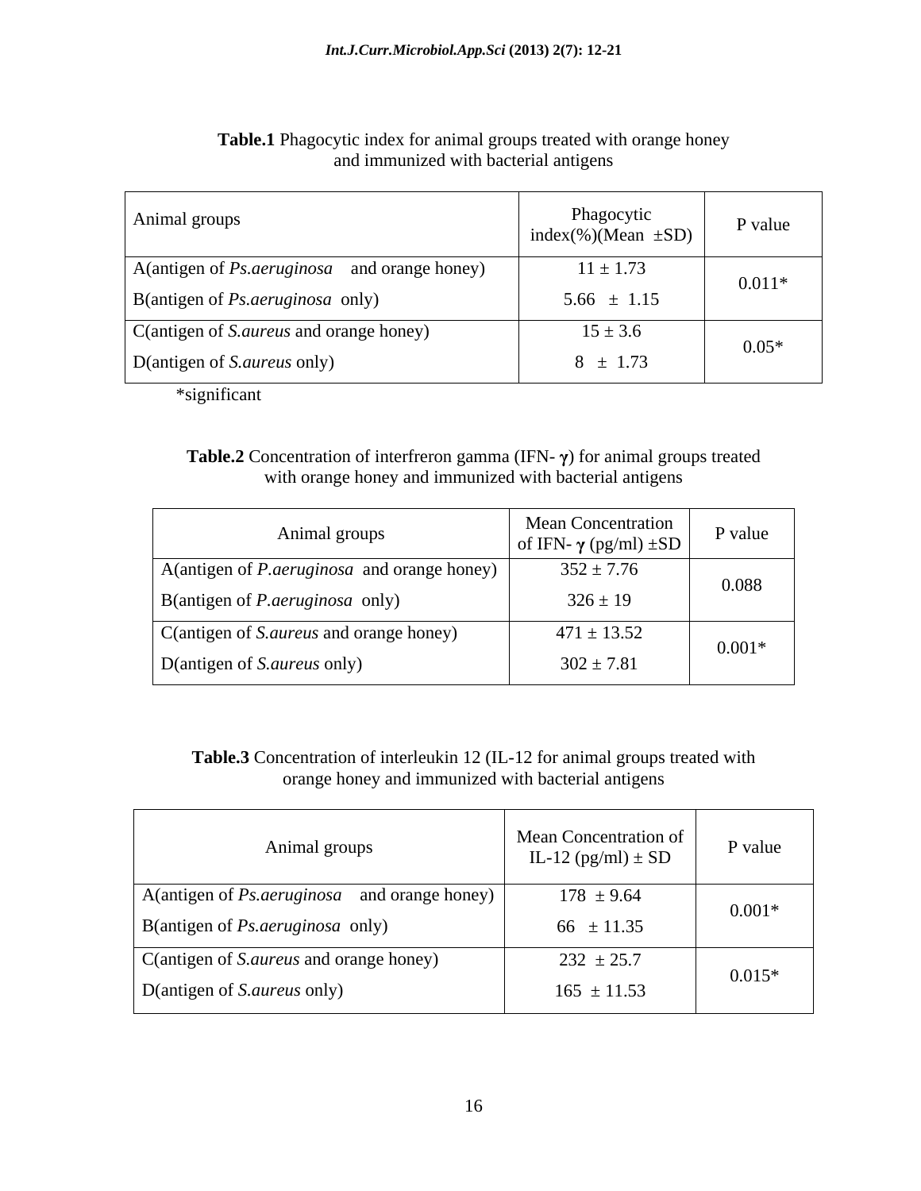**Table.1** Phagocytic index for animal groups treated with orange honey and immunized with bacterial antigens

| Animal groups | Phagocytic index(%)(Mean ±SD) | P value |
|---|---|---|
| A(antigen of *Ps.aeruginosa* and orange honey) | 11 ± 1.73 | 0.011* |
| B(antigen of *Ps.aeruginosa* only) | 5.66 ± 1.15 | |
| C(antigen of *S.aureus* and orange honey) | 15 ± 3.6 | 0.05* |
| D(antigen of *S.aureus* only) | 8 ± 1.73 | |

*significant

**Table.2** Concentration of interfreron gamma (IFN- γ) for animal groups treated with orange honey and immunized with bacterial antigens

| Animal groups | Mean Concentration of IFN- γ (pg/ml) ±SD | P value |
|---|---|---|
| A(antigen of *P.aeruginosa* and orange honey) | 352 ± 7.76 | 0.088 |
| B(antigen of *P.aeruginosa* only) | 326 ± 19 | |
| C(antigen of *S.aureus* and orange honey) | 471 ± 13.52 | 0.001* |
| D(antigen of *S.aureus* only) | 302 ± 7.81 | |

**Table.3** Concentration of interleukin 12 (IL-12 for animal groups treated with orange honey and immunized with bacterial antigens

| Animal groups | Mean Concentration of IL-12 (pg/ml) ± SD | P value |
|---|---|---|
| A(antigen of *Ps.aeruginosa* and orange honey) | 178 ± 9.64 | 0.001* |
| B(antigen of *Ps.aeruginosa* only) | 66 ± 11.35 | |
| C(antigen of *S.aureus* and orange honey) | 232 ± 25.7 | 0.015* |
| D(antigen of *S.aureus* only) | 165 ± 11.53 | |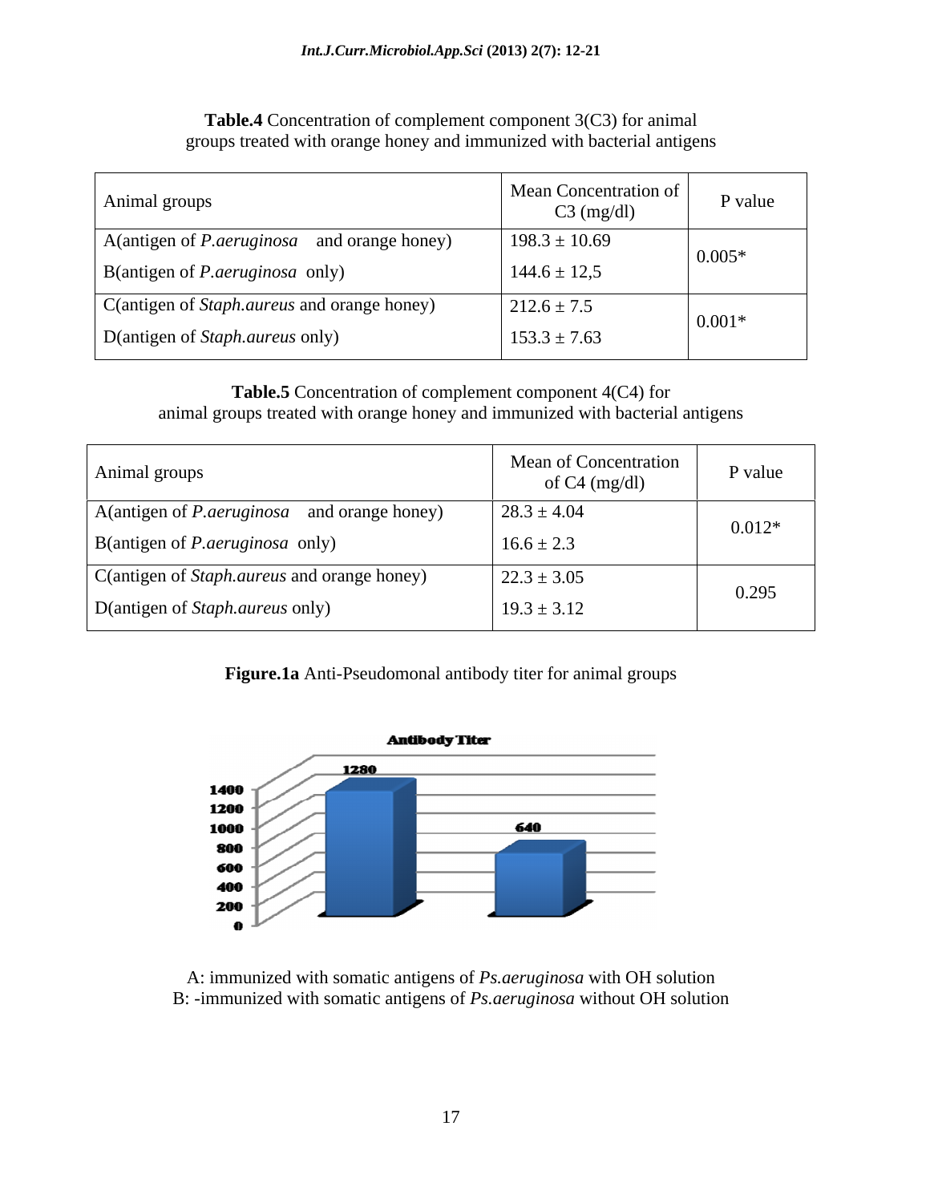**Table.4** Concentration of complement component 3(C3) for animal groups treated with orange honey and immunized with bacterial antigens

| Animal groups | Mean Concentration of C3 (mg/dl) | P value |
|---|---|---|
| A(antigen of *P.aeruginosa* and orange honey) | 198.3 ± 10.69 | 0.005* |
| B(antigen of *P.aeruginosa* only) | 144.6 ± 12,5 | |
| C(antigen of *Staph.aureus* and orange honey) | 212.6 ± 7.5 | 0.001* |
| D(antigen of *Staph.aureus* only) | 153.3 ± 7.63 | |

**Table.5** Concentration of complement component 4(C4) for animal groups treated with orange honey and immunized with bacterial antigens

| Animal groups | Mean of Concentration of C4 (mg/dl) | P value |
|---|---|---|
| A(antigen of *P.aeruginosa* and orange honey) | 28.3 ± 4.04 | 0.012* |
| B(antigen of *P.aeruginosa* only) | 16.6 ± 2.3 | |
| C(antigen of *Staph.aureus* and orange honey) | 22.3 ± 3.05 | 0.295 |
| D(antigen of *Staph.aureus* only) | 19.3 ± 3.12 | |

**Figure.1a** Anti-Pseudomonal antibody titer for animal groups

A: immunized with somatic antigens of *Ps.aeruginosa* with OH solution
B: -immunized with somatic antigens of *Ps.aeruginosa* without OH solution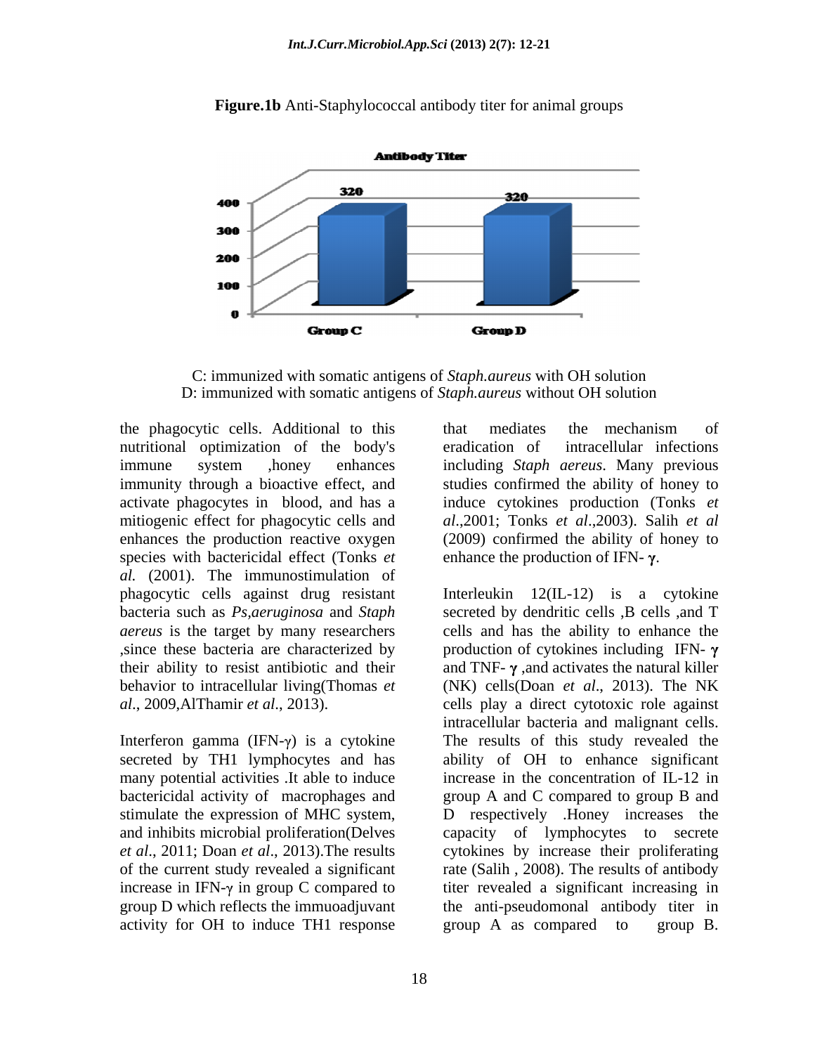**Figure.1b** Anti-Staphylococcal antibody titer for animal groups

C: immunized with somatic antigens of *Staph.aureus* with OH solution
D: immunized with somatic antigens of *Staph.aureus* without OH solution

the phagocytic cells. Additional to this nutritional optimization of the body's immune system ,honey enhances immunity through a bioactive effect, and activate phagocytes in blood, and has a mitiogenic effect for phagocytic cells and enhances the production reactive oxygen species with bactericidal effect (Tonks *et al.* (2001). The immunostimulation of phagocytic cells against drug resistant bacteria such as *Ps,aeruginosa* and *Staph aereus* is the target by many researchers ,since these bacteria are characterized by their ability to resist antibiotic and their behavior to intracellular living(Thomas *et al*., 2009,AlThamir *et al*., 2013).

Interferon gamma (IFN-γ) is a cytokine secreted by TH1 lymphocytes and has many potential activities .It able to induce bactericidal activity of macrophages and stimulate the expression of MHC system, and inhibits microbial proliferation(Delves *et al.*, 2011; Doan *et al*., 2013).The results of the current study revealed a significant increase in IFN-γ in group C compared to group D which reflects the immuoadjuvant activity for OH to induce TH1 response that mediates the mechanism of eradication of intracellular infections including *Staph aereus*. Many previous studies confirmed the ability of honey to induce cytokines production (Tonks *et al*.,2001; Tonks *et al*.,2003). Salih *et al* (2009) confirmed the ability of honey to enhance the production of IFN- **γ**.

Interleukin 12(IL-12) is a cytokine secreted by dendritic cells ,B cells ,and T cells and has the ability to enhance the production of cytokines including IFN- **γ** and TNF- **γ** ,and activates the natural killer (NK) cells(Doan *et al*., 2013). The NK cells play a direct cytotoxic role against intracellular bacteria and malignant cells. The results of this study revealed the ability of OH to enhance significant increase in the concentration of IL-12 in group A and C compared to group B and D respectively .Honey increases the capacity of lymphocytes to secrete cytokines by increase their proliferating rate (Salih , 2008). The results of antibody titer revealed a significant increasing in the anti-pseudomonal antibody titer in group A as compared to group B.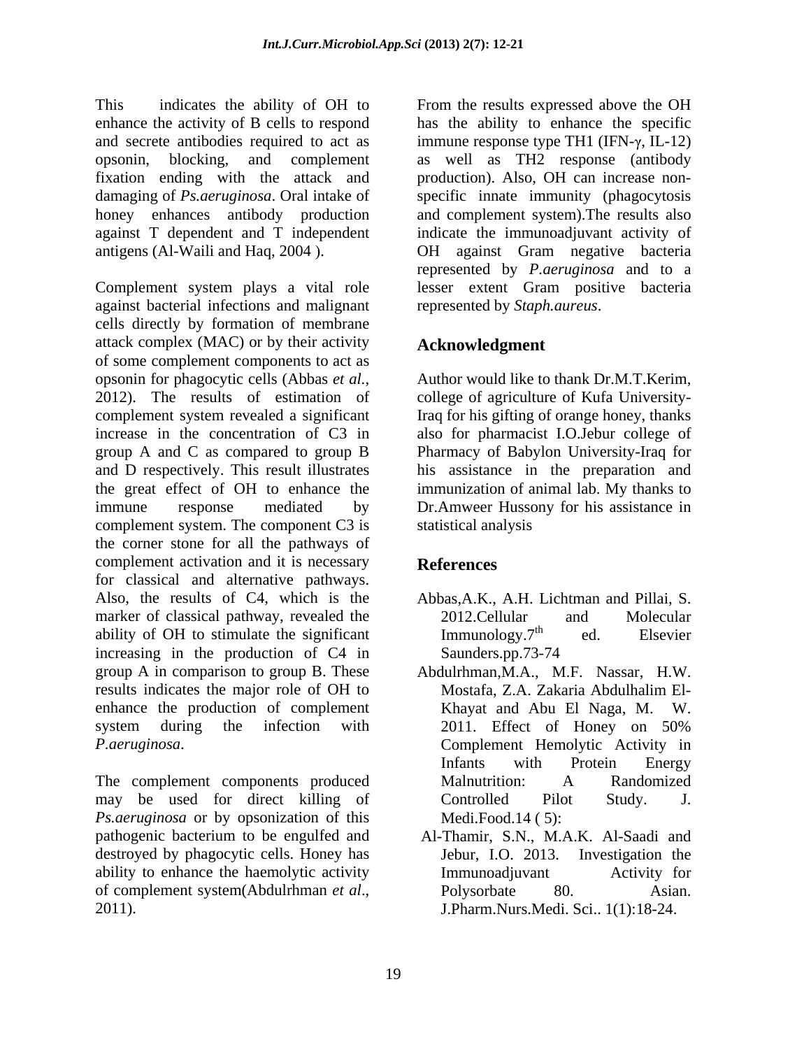This indicates the ability of OH to enhance the activity of B cells to respond and secrete antibodies required to act as opsonin, blocking, and complement fixation ending with the attack and damaging of *Ps.aeruginosa*. Oral intake of honey enhances antibody production against T dependent and T independent antigens (Al-Waili and Haq, 2004 ).

Complement system plays a vital role against bacterial infections and malignant cells directly by formation of membrane attack complex (MAC) or by their activity of some complement components to act as opsonin for phagocytic cells (Abbas *et al.*, 2012). The results of estimation of complement system revealed a significant increase in the concentration of C3 in group A and C as compared to group B and D respectively. This result illustrates the great effect of OH to enhance the immune response mediated by complement system. The component C3 is the corner stone for all the pathways of complement activation and it is necessary for classical and alternative pathways. Also, the results of C4, which is the marker of classical pathway, revealed the ability of OH to stimulate the significant increasing in the production of C4 in group A in comparison to group B. These results indicates the major role of OH to enhance the production of complement system during the infection with *P.aeruginosa*.

The complement components produced may be used for direct killing of *Ps.aeruginosa* or by opsonization of this pathogenic bacterium to be engulfed and destroyed by phagocytic cells. Honey has ability to enhance the haemolytic activity of complement system(Abdulrhman *et al*., 2011).

From the results expressed above the OH has the ability to enhance the specific immune response type TH1 (IFN-$\gamma$, IL-12) as well as TH2 response (antibody production). Also, OH can increase non-specific innate immunity (phagocytosis and complement system).The results also indicate the immunoadjuvant activity of OH against Gram negative bacteria represented by *P.aeruginosa* and to a lesser extent Gram positive bacteria represented by *Staph.aureus*.

## Acknowledgment

Author would like to thank Dr.M.T.Kerim, college of agriculture of Kufa University-Iraq for his gifting of orange honey, thanks also for pharmacist I.O.Jebur college of Pharmacy of Babylon University-Iraq for his assistance in the preparation and immunization of animal lab. My thanks to Dr.Amweer Hussony for his assistance in statistical analysis

## References

Abbas,A.K., A.H. Lichtman and Pillai, S. 2012.Cellular and Molecular Immunology.7[th] ed. Elsevier Saunders.pp.73-74

Abdulrhman,M.A., M.F. Nassar, H.W. Mostafa, Z.A. Zakaria Abdulhalim El-Khayat and Abu El Naga, M. W. 2011. Effect of Honey on 50% Complement Hemolytic Activity in Infants with Protein Energy Malnutrition: A Randomized Controlled Pilot Study. J. Medi.Food.14 ( 5):

Al-Thamir, S.N., M.A.K. Al-Saadi and Jebur, I.O. 2013. Investigation the Immunoadjuvant Activity for Polysorbate 80. Asian. J.Pharm.Nurs.Medi. Sci.. 1(1):18-24.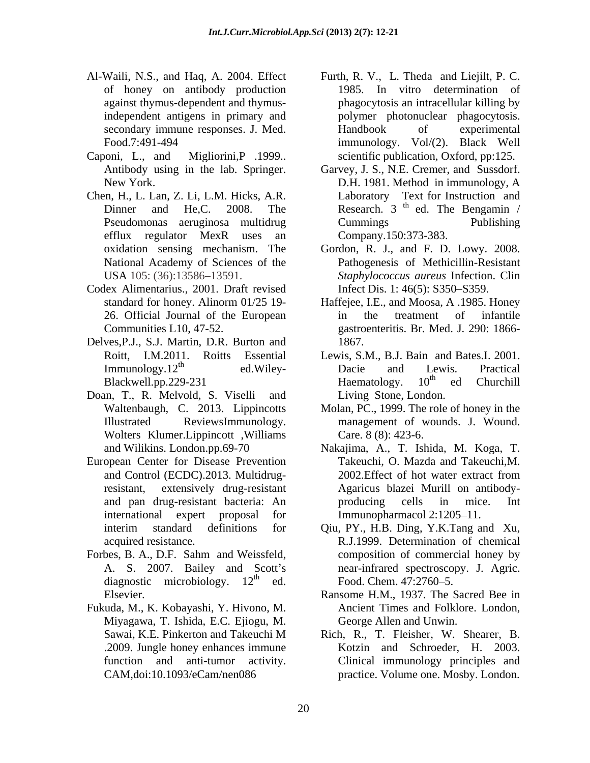Al-Waili, N.S., and Haq, A. 2004. Effect of honey on antibody production against thymus-dependent and thymus-independent antigens in primary and secondary immune responses. J. Med. Food.7:491-494

Caponi, L., and Migliorini,P .1999.. Antibody using in the lab. Springer. New York.

Chen, H., L. Lan, Z. Li, L.M. Hicks, A.R. Dinner and He,C. 2008. The Pseudomonas aeruginosa multidrug efflux regulator MexR uses an oxidation sensing mechanism. The National Academy of Sciences of the USA 105: (36):13586–13591.

Codex Alimentarius., 2001. Draft revised standard for honey. Alinorm 01/25 19-26. Official Journal of the European Communities L10, 47-52.

Delves,P.J., S.J. Martin, D.R. Burton and Roitt, I.M.2011. Roitts Essential Immunology.12th ed.Wiley-Blackwell.pp.229-231

Doan, T., R. Melvold, S. Viselli and Waltenbaugh, C. 2013. Lippincotts Illustrated ReviewsImmunology. Wolters Klumer.Lippincott ,Williams and Wilikins. London.pp.69-70

European Center for Disease Prevention and Control (ECDC).2013. Multidrug-resistant, extensively drug-resistant and pan drug-resistant bacteria: An international expert proposal for interim standard definitions for acquired resistance.

Forbes, B. A., D.F. Sahm and Weissfeld, A. S. 2007. Bailey and Scott's diagnostic microbiology. 12th ed. Elsevier.

Fukuda, M., K. Kobayashi, Y. Hivono, M. Miyagawa, T. Ishida, E.C. Ejiogu, M. Sawai, K.E. Pinkerton and Takeuchi M .2009. Jungle honey enhances immune function and anti-tumor activity. CAM,doi:10.1093/eCam/nen086

Furth, R. V., L. Theda and Liejilt, P. C. 1985. In vitro determination of phagocytosis an intracellular killing by polymer photonuclear phagocytosis. Handbook of experimental immunology. Vol/(2). Black Well scientific publication, Oxford, pp:125.

Garvey, J. S., N.E. Cremer, and Sussdorf. D.H. 1981. Method in immunology, A Laboratory Text for Instruction and Research. 3 th ed. The Bengamin / Cummings Publishing Company.150:373-383.

Gordon, R. J., and F. D. Lowy. 2008. Pathogenesis of Methicillin-Resistant *Staphylococcus aureus* Infection. Clin Infect Dis. 1: 46(5): S350–S359.

Haffejee, I.E., and Moosa, A .1985. Honey in the treatment of infantile gastroenteritis. Br. Med. J. 290: 1866-1867.

Lewis, S.M., B.J. Bain and Bates.I. 2001. Dacie and Lewis. Practical Haematology. 10th ed Churchill Living Stone, London.

Molan, PC., 1999. The role of honey in the management of wounds. J. Wound. Care. 8 (8): 423-6.

Nakajima, A., T. Ishida, M. Koga, T. Takeuchi, O. Mazda and Takeuchi,M. 2002.Effect of hot water extract from Agaricus blazei Murill on antibody-producing cells in mice. Int Immunopharmacol 2:1205–11.

Qiu, PY., H.B. Ding, Y.K.Tang and Xu, R.J.1999. Determination of chemical composition of commercial honey by near-infrared spectroscopy. J. Agric. Food. Chem. 47:2760–5.

Ransome H.M., 1937. The Sacred Bee in Ancient Times and Folklore. London, George Allen and Unwin.

Rich, R., T. Fleisher, W. Shearer, B. Kotzin and Schroeder, H. 2003. Clinical immunology principles and practice. Volume one. Mosby. London.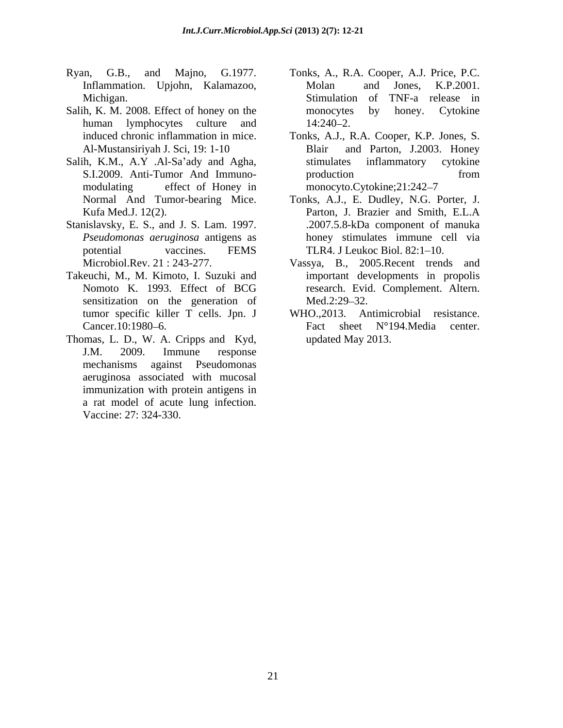Ryan, G.B., and Majno, G.1977. Inflammation. Upjohn, Kalamazoo, Michigan.

Salih, K. M. 2008. Effect of honey on the human lymphocytes culture and induced chronic inflammation in mice. Al-Mustansiriyah J. Sci, 19: 1-10

Salih, K.M., A.Y .Al-Sa'ady and Agha, S.I.2009. Anti-Tumor And Immuno-modulating effect of Honey in Normal And Tumor-bearing Mice. Kufa Med.J. 12(2).

Stanislavsky, E. S., and J. S. Lam. 1997. *Pseudomonas aeruginosa* antigens as potential vaccines. FEMS Microbiol.Rev. 21 : 243-277.

Takeuchi, M., M. Kimoto, I. Suzuki and Nomoto K. 1993. Effect of BCG sensitization on the generation of tumor specific killer T cells. Jpn. J Cancer.10:1980–6.

Thomas, L. D., W. A. Cripps and Kyd, J.M. 2009. Immune response mechanisms against Pseudomonas aeruginosa associated with mucosal immunization with protein antigens in a rat model of acute lung infection. Vaccine: 27: 324-330.

Tonks, A., R.A. Cooper, A.J. Price, P.C. Molan and Jones, K.P.2001. Stimulation of TNF-a release in monocytes by honey. Cytokine 14:240–2.

Tonks, A.J., R.A. Cooper, K.P. Jones, S. Blair and Parton, J.2003. Honey stimulates inflammatory cytokine production from monocyto.Cytokine;21:242–7

Tonks, A.J., E. Dudley, N.G. Porter, J. Parton, J. Brazier and Smith, E.L.A .2007.5.8-kDa component of manuka honey stimulates immune cell via TLR4. J Leukoc Biol. 82:1–10.

Vassya, B., 2005.Recent trends and important developments in propolis research. Evid. Complement. Altern. Med.2:29–32.

WHO.,2013. Antimicrobial resistance. Fact sheet N°194.Media center. updated May 2013.